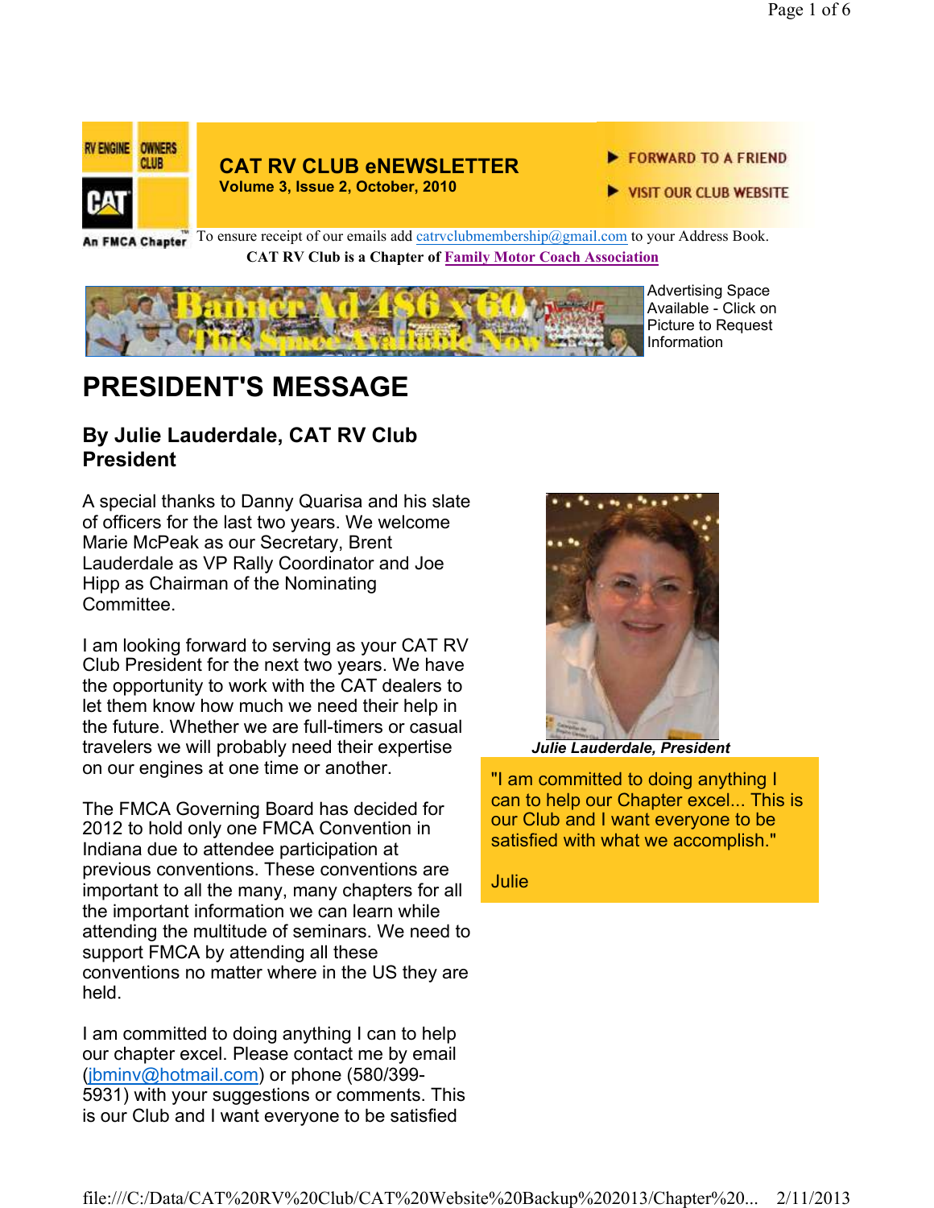RV ENGINE OWNERS CLUB

CAT

An FMCA Chapter

# CAT RV CLUB eNEWSLETTER

**Volume 3, Issue 2, October, 2010**

▶ FORWARD TO A FRIEND

▶ VISIT OUR CLUB WEBSITE

To ensure receipt of our emails add catrvclubmembership@gmail.com to your Address Book.

**CAT RV Club is a Chapter of Family Motor Coach Association**

Banner Ad 486 x 60 This Space Available Now

Advertising Space Available - Click on Picture to Request Information

# PRESIDENT'S MESSAGE

### By Julie Lauderdale, CAT RV Club President

A special thanks to Danny Quarisa and his slate of officers for the last two years. We welcome Marie McPeak as our Secretary, Brent Lauderdale as VP Rally Coordinator and Joe Hipp as Chairman of the Nominating Committee.

I am looking forward to serving as your CAT RV Club President for the next two years. We have the opportunity to work with the CAT dealers to let them know how much we need their help in the future. Whether we are full-timers or casual travelers we will probably need their expertise on our engines at one time or another.

The FMCA Governing Board has decided for 2012 to hold only one FMCA Convention in Indiana due to attendee participation at previous conventions. These conventions are important to all the many, many chapters for all the important information we can learn while attending the multitude of seminars. We need to support FMCA by attending all these conventions no matter where in the US they are held.

I am committed to doing anything I can to help our chapter excel. Please contact me by email (jbminv@hotmail.com) or phone (580/399-5931) with your suggestions or comments. This is our Club and I want everyone to be satisfied

***Julie Lauderdale, President***

"I am committed to doing anything I can to help our Chapter excel... This is our Club and I want everyone to be satisfied with what we accomplish."

Julie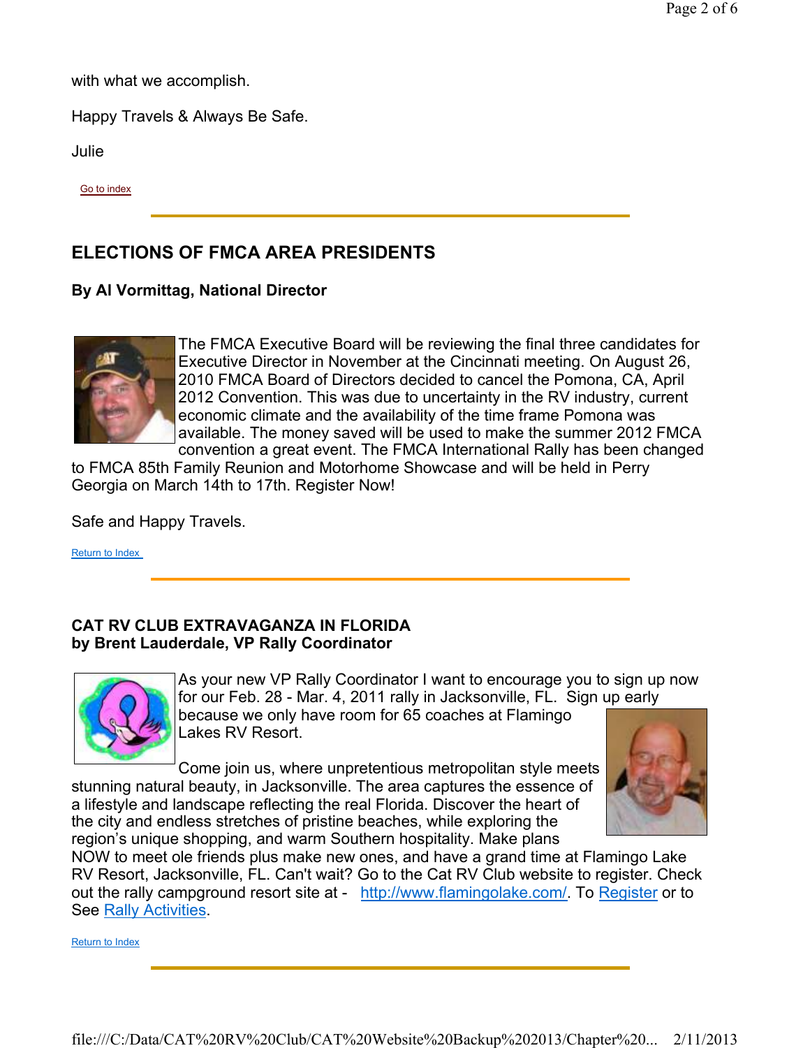with what we accomplish.

Happy Travels & Always Be Safe.

Julie

Go to index

---

## ELECTIONS OF FMCA AREA PRESIDENTS

**By Al Vormittag, National Director**

The FMCA Executive Board will be reviewing the final three candidates for Executive Director in November at the Cincinnati meeting. On August 26, 2010 FMCA Board of Directors decided to cancel the Pomona, CA, April 2012 Convention. This was due to uncertainty in the RV industry, current economic climate and the availability of the time frame Pomona was available. The money saved will be used to make the summer 2012 FMCA convention a great event. The FMCA International Rally has been changed to FMCA 85th Family Reunion and Motorhome Showcase and will be held in Perry Georgia on March 14th to 17th. Register Now!

Safe and Happy Travels.

Return to Index

---

## CAT RV CLUB EXTRAVAGANZA IN FLORIDA

**by Brent Lauderdale, VP Rally Coordinator**

As your new VP Rally Coordinator I want to encourage you to sign up now for our Feb. 28 - Mar. 4, 2011 rally in Jacksonville, FL. Sign up early because we only have room for 65 coaches at Flamingo Lakes RV Resort.

Come join us, where unpretentious metropolitan style meets stunning natural beauty, in Jacksonville. The area captures the essence of a lifestyle and landscape reflecting the real Florida. Discover the heart of the city and endless stretches of pristine beaches, while exploring the region's unique shopping, and warm Southern hospitality. Make plans NOW to meet ole friends plus make new ones, and have a grand time at Flamingo Lake RV Resort, Jacksonville, FL. Can't wait? Go to the Cat RV Club website to register. Check out the rally campground resort site at - http://www.flamingolake.com/. To Register or to See Rally Activities.

Return to Index

---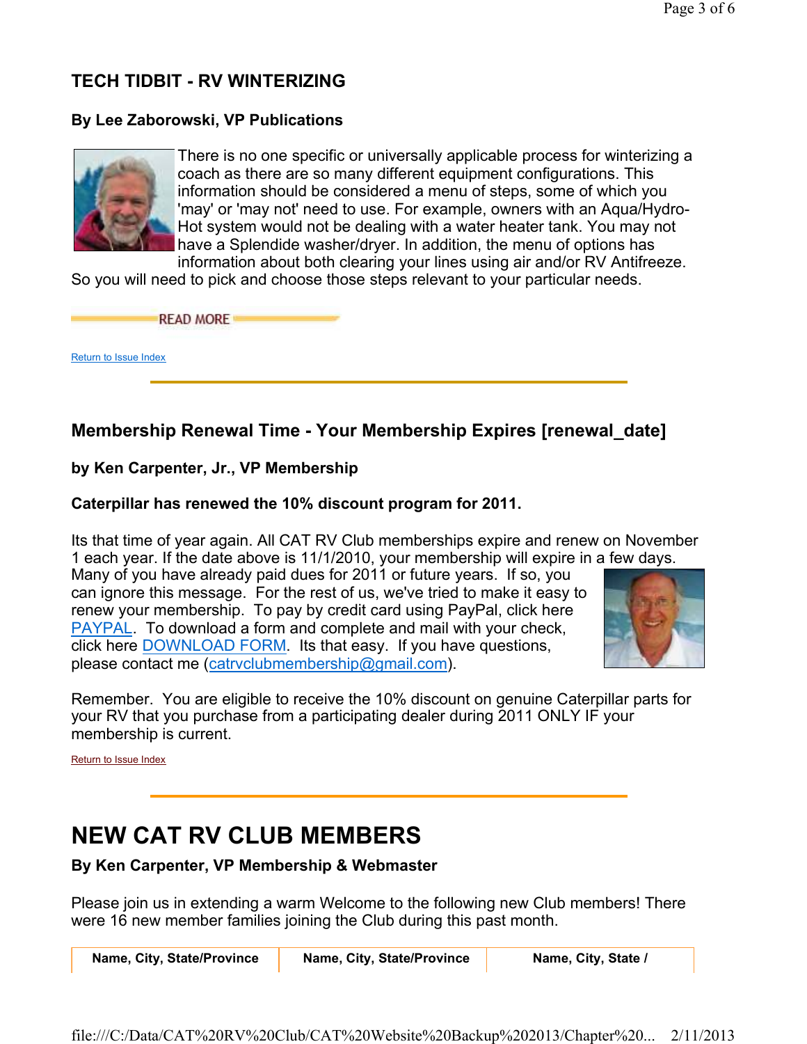## TECH TIDBIT - RV WINTERIZING

### By Lee Zaborowski, VP Publications

There is no one specific or universally applicable process for winterizing a coach as there are so many different equipment configurations. This information should be considered a menu of steps, some of which you 'may' or 'may not' need to use. For example, owners with an Aqua/Hydro-Hot system would not be dealing with a water heater tank. You may not have a Splendide washer/dryer. In addition, the menu of options has information about both clearing your lines using air and/or RV Antifreeze. So you will need to pick and choose those steps relevant to your particular needs.

READ MORE

Return to Issue Index

---

## Membership Renewal Time - Your Membership Expires [renewal_date]

### by Ken Carpenter, Jr., VP Membership

**Caterpillar has renewed the 10% discount program for 2011.**

Its that time of year again. All CAT RV Club memberships expire and renew on November 1 each year. If the date above is 11/1/2010, your membership will expire in a few days. Many of you have already paid dues for 2011 or future years. If so, you can ignore this message. For the rest of us, we've tried to make it easy to renew your membership. To pay by credit card using PayPal, click here PAYPAL. To download a form and complete and mail with your check, click here DOWNLOAD FORM. Its that easy. If you have questions, please contact me (catrvclubmembership@gmail.com).

Remember. You are eligible to receive the 10% discount on genuine Caterpillar parts for your RV that you purchase from a participating dealer during 2011 ONLY IF your membership is current.

Return to Issue Index

---

# NEW CAT RV CLUB MEMBERS

### By Ken Carpenter, VP Membership & Webmaster

Please join us in extending a warm Welcome to the following new Club members! There were 16 new member families joining the Club during this past month.

| Name, City, State/Province | Name, City, State/Province | Name, City, State / |
|---|---|---|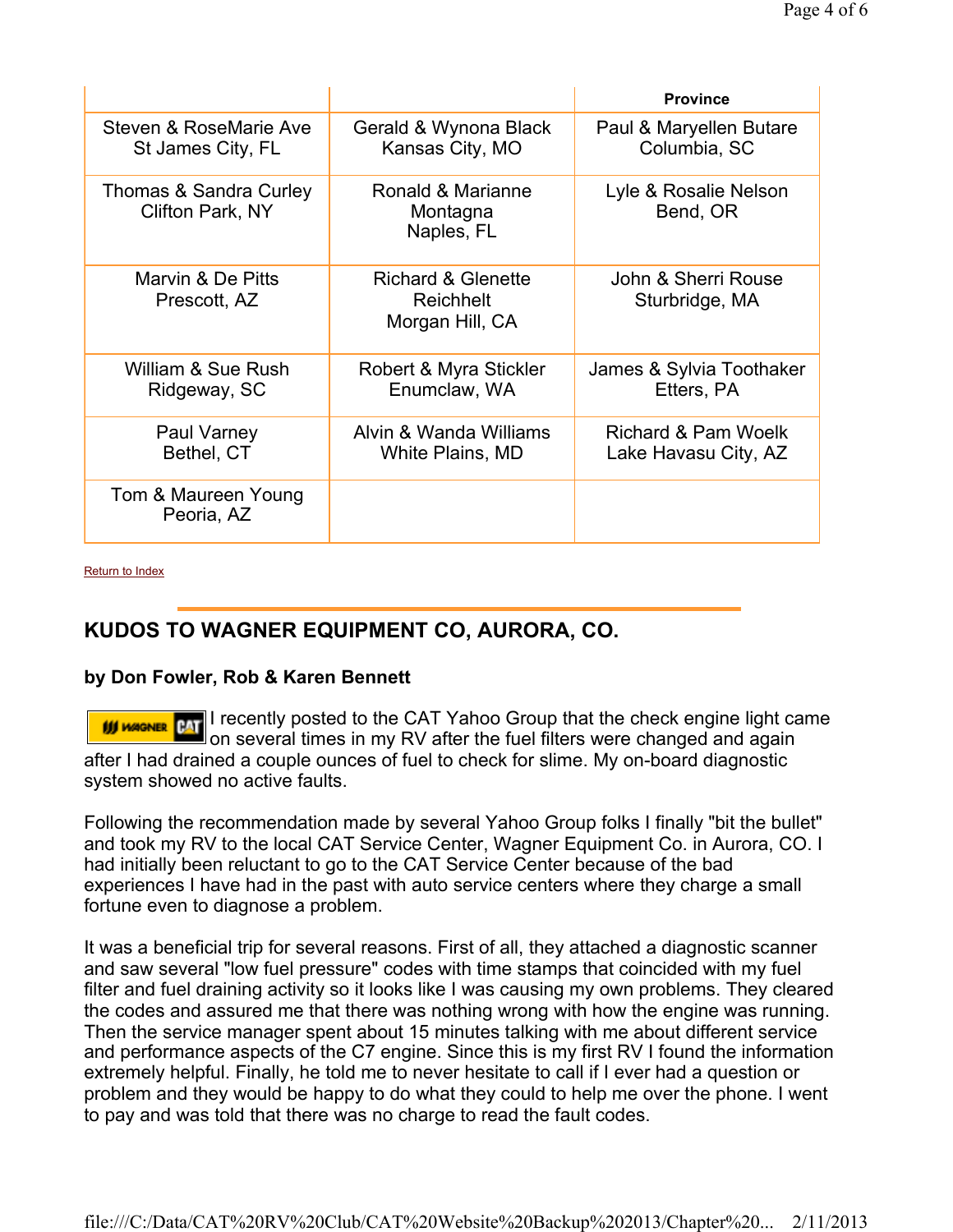| | | Province |
|---|---|---|
| Steven & RoseMarie Ave<br>St James City, FL | Gerald & Wynona Black<br>Kansas City, MO | Paul & Maryellen Butare<br>Columbia, SC |
| Thomas & Sandra Curley<br>Clifton Park, NY | Ronald & Marianne Montagna<br>Naples, FL | Lyle & Rosalie Nelson<br>Bend, OR |
| Marvin & De Pitts<br>Prescott, AZ | Richard & Glenette Reichhelt<br>Morgan Hill, CA | John & Sherri Rouse<br>Sturbridge, MA |
| William & Sue Rush<br>Ridgeway, SC | Robert & Myra Stickler<br>Enumclaw, WA | James & Sylvia Toothaker<br>Etters, PA |
| Paul Varney<br>Bethel, CT | Alvin & Wanda Williams<br>White Plains, MD | Richard & Pam Woelk<br>Lake Havasu City, AZ |
| Tom & Maureen Young<br>Peoria, AZ | | |

Return to Index

## KUDOS TO WAGNER EQUIPMENT CO, AURORA, CO.

**by Don Fowler, Rob & Karen Bennett**

I recently posted to the CAT Yahoo Group that the check engine light came on several times in my RV after the fuel filters were changed and again after I had drained a couple ounces of fuel to check for slime. My on-board diagnostic system showed no active faults.

Following the recommendation made by several Yahoo Group folks I finally "bit the bullet" and took my RV to the local CAT Service Center, Wagner Equipment Co. in Aurora, CO. I had initially been reluctant to go to the CAT Service Center because of the bad experiences I have had in the past with auto service centers where they charge a small fortune even to diagnose a problem.

It was a beneficial trip for several reasons. First of all, they attached a diagnostic scanner and saw several "low fuel pressure" codes with time stamps that coincided with my fuel filter and fuel draining activity so it looks like I was causing my own problems. They cleared the codes and assured me that there was nothing wrong with how the engine was running. Then the service manager spent about 15 minutes talking with me about different service and performance aspects of the C7 engine. Since this is my first RV I found the information extremely helpful. Finally, he told me to never hesitate to call if I ever had a question or problem and they would be happy to do what they could to help me over the phone. I went to pay and was told that there was no charge to read the fault codes.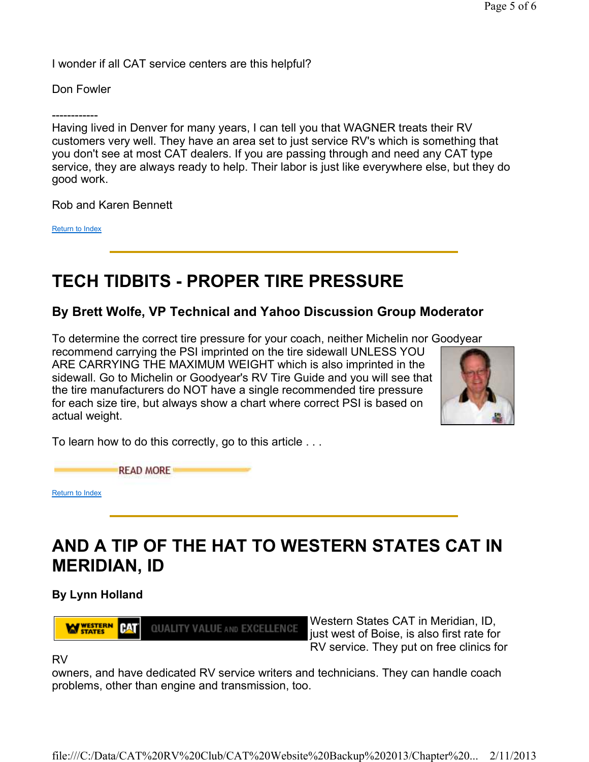I wonder if all CAT service centers are this helpful?

Don Fowler

------------

Having lived in Denver for many years, I can tell you that WAGNER treats their RV customers very well. They have an area set to just service RV's which is something that you don't see at most CAT dealers. If you are passing through and need any CAT type service, they are always ready to help. Their labor is just like everywhere else, but they do good work.

Rob and Karen Bennett

Return to Index

# TECH TIDBITS - PROPER TIRE PRESSURE

### By Brett Wolfe, VP Technical and Yahoo Discussion Group Moderator

To determine the correct tire pressure for your coach, neither Michelin nor Goodyear recommend carrying the PSI imprinted on the tire sidewall UNLESS YOU ARE CARRYING THE MAXIMUM WEIGHT which is also imprinted in the sidewall. Go to Michelin or Goodyear's RV Tire Guide and you will see that the tire manufacturers do NOT have a single recommended tire pressure for each size tire, but always show a chart where correct PSI is based on actual weight.

To learn how to do this correctly, go to this article . . .

READ MORE

Return to Index

# AND A TIP OF THE HAT TO WESTERN STATES CAT IN MERIDIAN, ID

### By Lynn Holland

Western States CAT in Meridian, ID, just west of Boise, is also first rate for RV service. They put on free clinics for RV owners, and have dedicated RV service writers and technicians. They can handle coach problems, other than engine and transmission, too.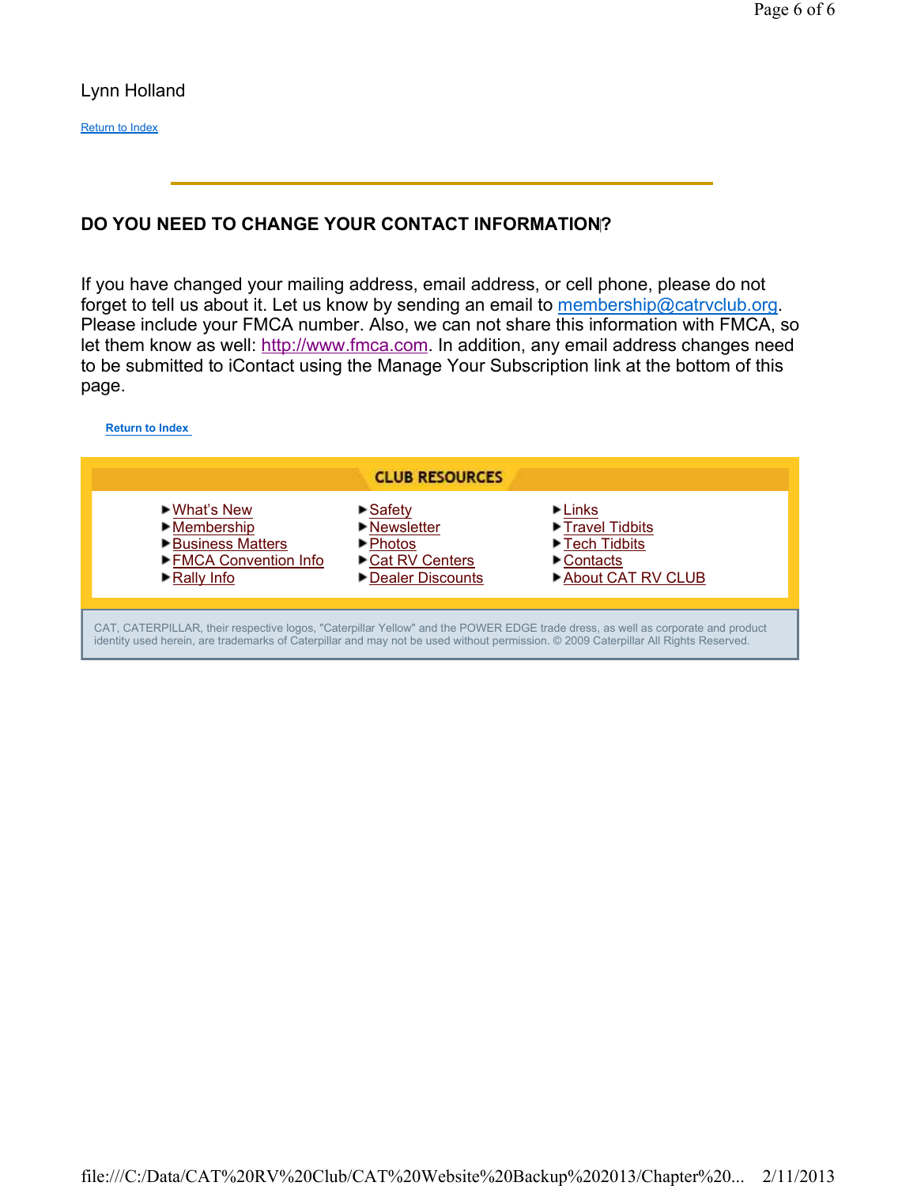Lynn Holland

Return to Index

---

**DO YOU NEED TO CHANGE YOUR CONTACT INFORMATION?**

If you have changed your mailing address, email address, or cell phone, please do not forget to tell us about it. Let us know by sending an email to membership@catrvclub.org. Please include your FMCA number. Also, we can not share this information with FMCA, so let them know as well: http://www.fmca.com. In addition, any email address changes need to be submitted to iContact using the Manage Your Subscription link at the bottom of this page.

**Return to Index**

**CLUB RESOURCES**

| | | |
|---|---|---|
| What's New | Safety | Links |
| Membership | Newsletter | Travel Tidbits |
| Business Matters | Photos | Tech Tidbits |
| FMCA Convention Info | Cat RV Centers | Contacts |
| Rally Info | Dealer Discounts | About CAT RV CLUB |

CAT, CATERPILLAR, their respective logos, "Caterpillar Yellow" and the POWER EDGE trade dress, as well as corporate and product identity used herein, are trademarks of Caterpillar and may not be used without permission. © 2009 Caterpillar All Rights Reserved.